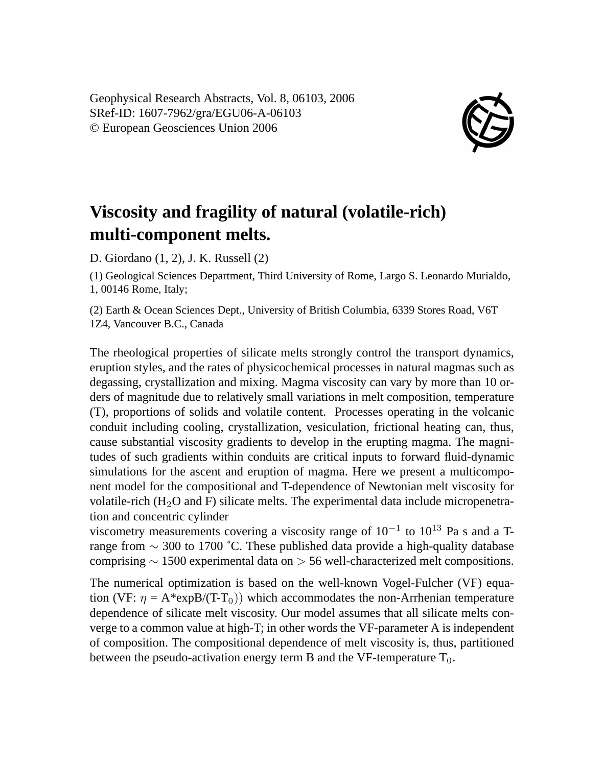Geophysical Research Abstracts, Vol. 8, 06103, 2006
SRef-ID: 1607-7962/gra/EGU06-A-06103
© European Geosciences Union 2006

# Viscosity and fragility of natural (volatile-rich) multi-component melts.

D. Giordano (1, 2), J. K. Russell (2)

(1) Geological Sciences Department, Third University of Rome, Largo S. Leonardo Murialdo, 1, 00146 Rome, Italy;

(2) Earth & Ocean Sciences Dept., University of British Columbia, 6339 Stores Road, V6T 1Z4, Vancouver B.C., Canada

The rheological properties of silicate melts strongly control the transport dynamics, eruption styles, and the rates of physicochemical processes in natural magmas such as degassing, crystallization and mixing. Magma viscosity can vary by more than 10 orders of magnitude due to relatively small variations in melt composition, temperature (T), proportions of solids and volatile content. Processes operating in the volcanic conduit including cooling, crystallization, vesiculation, frictional heating can, thus, cause substantial viscosity gradients to develop in the erupting magma. The magnitudes of such gradients within conduits are critical inputs to forward fluid-dynamic simulations for the ascent and eruption of magma. Here we present a multicomponent model for the compositional and T-dependence of Newtonian melt viscosity for volatile-rich ($H_2O$ and F) silicate melts. The experimental data include micropenetration and concentric cylinder viscometry measurements covering a viscosity range of $10^{-1}$ to $10^{13}$ Pa s and a T-range from $\sim$ 300 to 1700 ˚C. These published data provide a high-quality database comprising $\sim$ 1500 experimental data on $>$ 56 well-characterized melt compositions.

The numerical optimization is based on the well-known Vogel-Fulcher (VF) equation (VF: $\eta$ = A*expB/(T-$T_0$)) which accommodates the non-Arrhenian temperature dependence of silicate melt viscosity. Our model assumes that all silicate melts converge to a common value at high-T; in other words the VF-parameter A is independent of composition. The compositional dependence of melt viscosity is, thus, partitioned between the pseudo-activation energy term B and the VF-temperature $T_0$.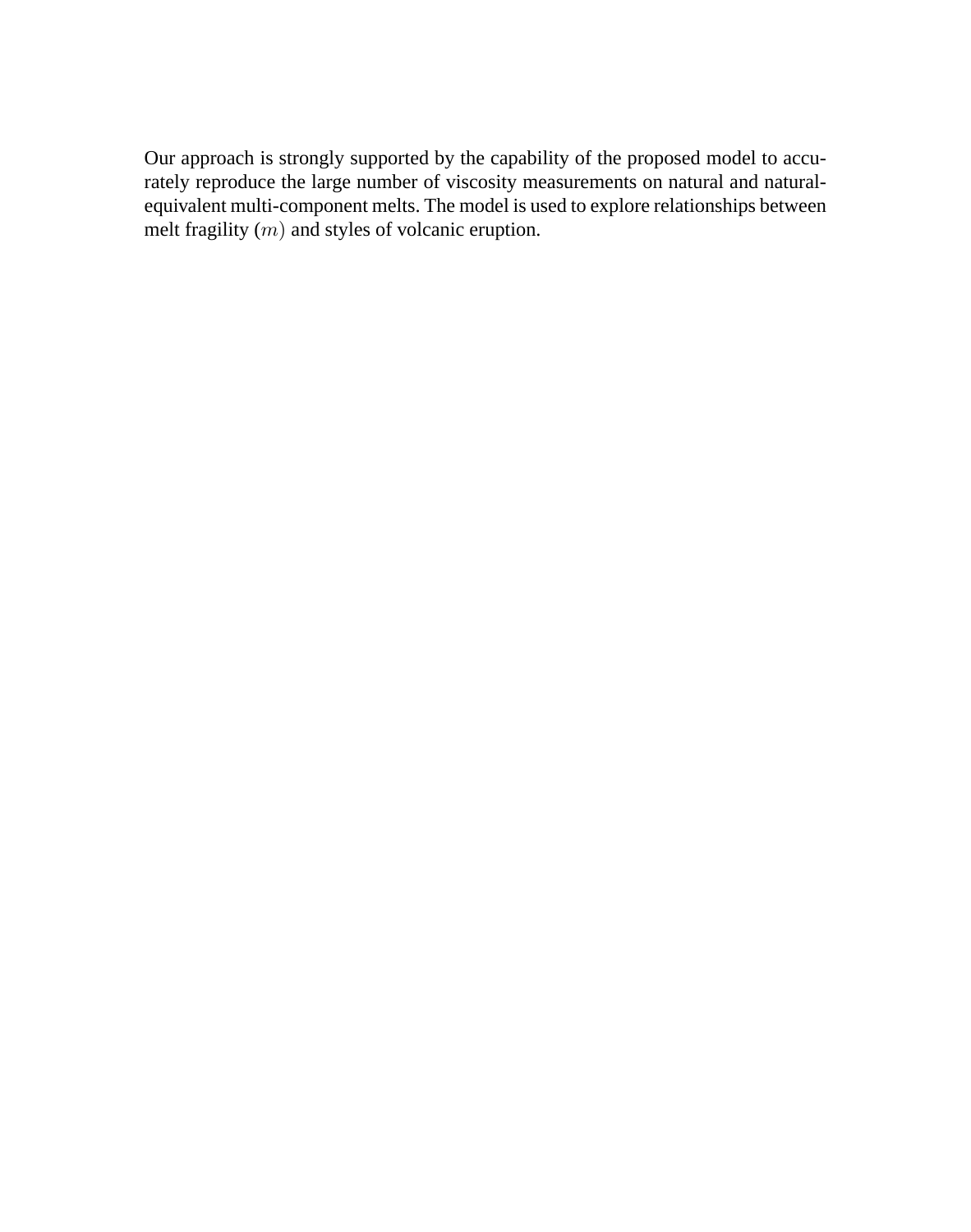Our approach is strongly supported by the capability of the proposed model to accurately reproduce the large number of viscosity measurements on natural and natural-equivalent multi-component melts. The model is used to explore relationships between melt fragility ($m$) and styles of volcanic eruption.